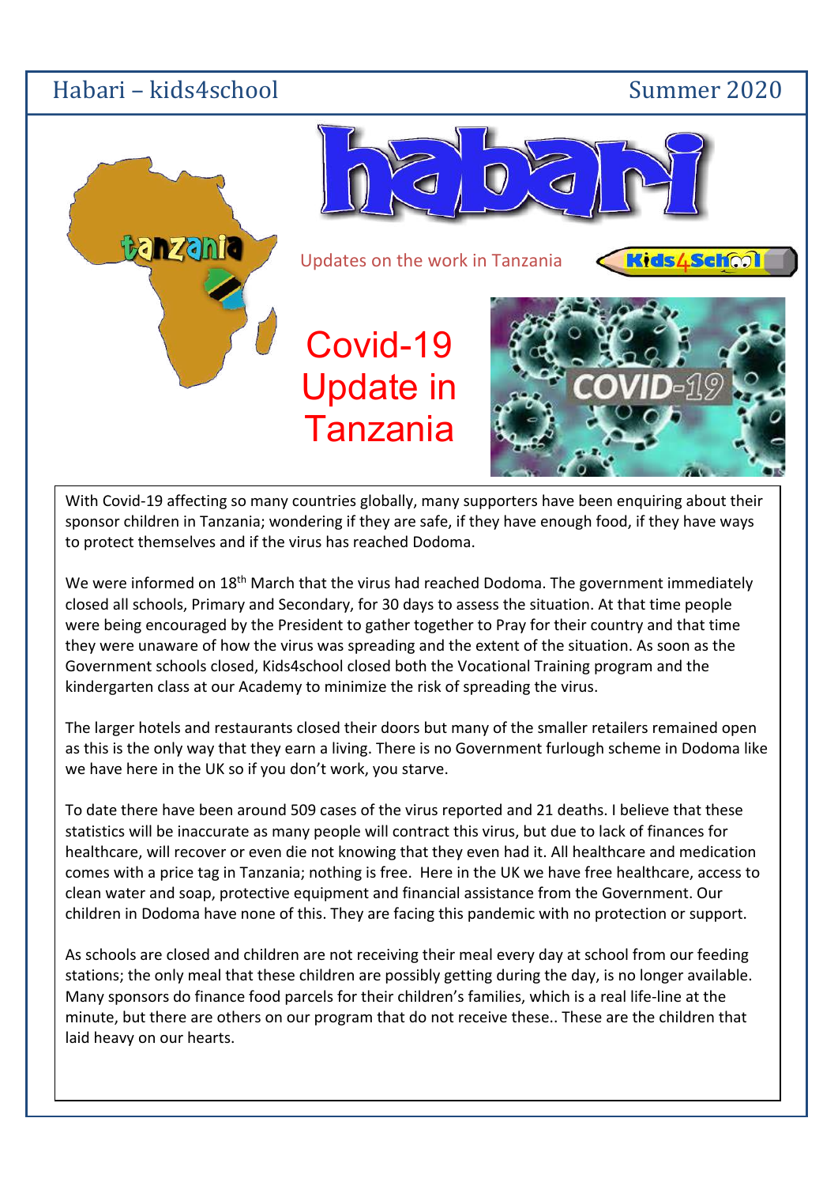Habari – kids4school | Summer 2020

# habari

Updates on the work in Tanzania

# Covid-19 Update in Tanzania

With Covid-19 affecting so many countries globally, many supporters have been enquiring about their sponsor children in Tanzania; wondering if they are safe, if they have enough food, if they have ways to protect themselves and if the virus has reached Dodoma.

We were informed on 18th March that the virus had reached Dodoma. The government immediately closed all schools, Primary and Secondary, for 30 days to assess the situation. At that time people were being encouraged by the President to gather together to Pray for their country and that time they were unaware of how the virus was spreading and the extent of the situation. As soon as the Government schools closed, Kids4school closed both the Vocational Training program and the kindergarten class at our Academy to minimize the risk of spreading the virus.

The larger hotels and restaurants closed their doors but many of the smaller retailers remained open as this is the only way that they earn a living. There is no Government furlough scheme in Dodoma like we have here in the UK so if you don't work, you starve.

To date there have been around 509 cases of the virus reported and 21 deaths. I believe that these statistics will be inaccurate as many people will contract this virus, but due to lack of finances for healthcare, will recover or even die not knowing that they even had it. All healthcare and medication comes with a price tag in Tanzania; nothing is free. Here in the UK we have free healthcare, access to clean water and soap, protective equipment and financial assistance from the Government. Our children in Dodoma have none of this. They are facing this pandemic with no protection or support.

As schools are closed and children are not receiving their meal every day at school from our feeding stations; the only meal that these children are possibly getting during the day, is no longer available. Many sponsors do finance food parcels for their children's families, which is a real life-line at the minute, but there are others on our program that do not receive these.. These are the children that laid heavy on our hearts.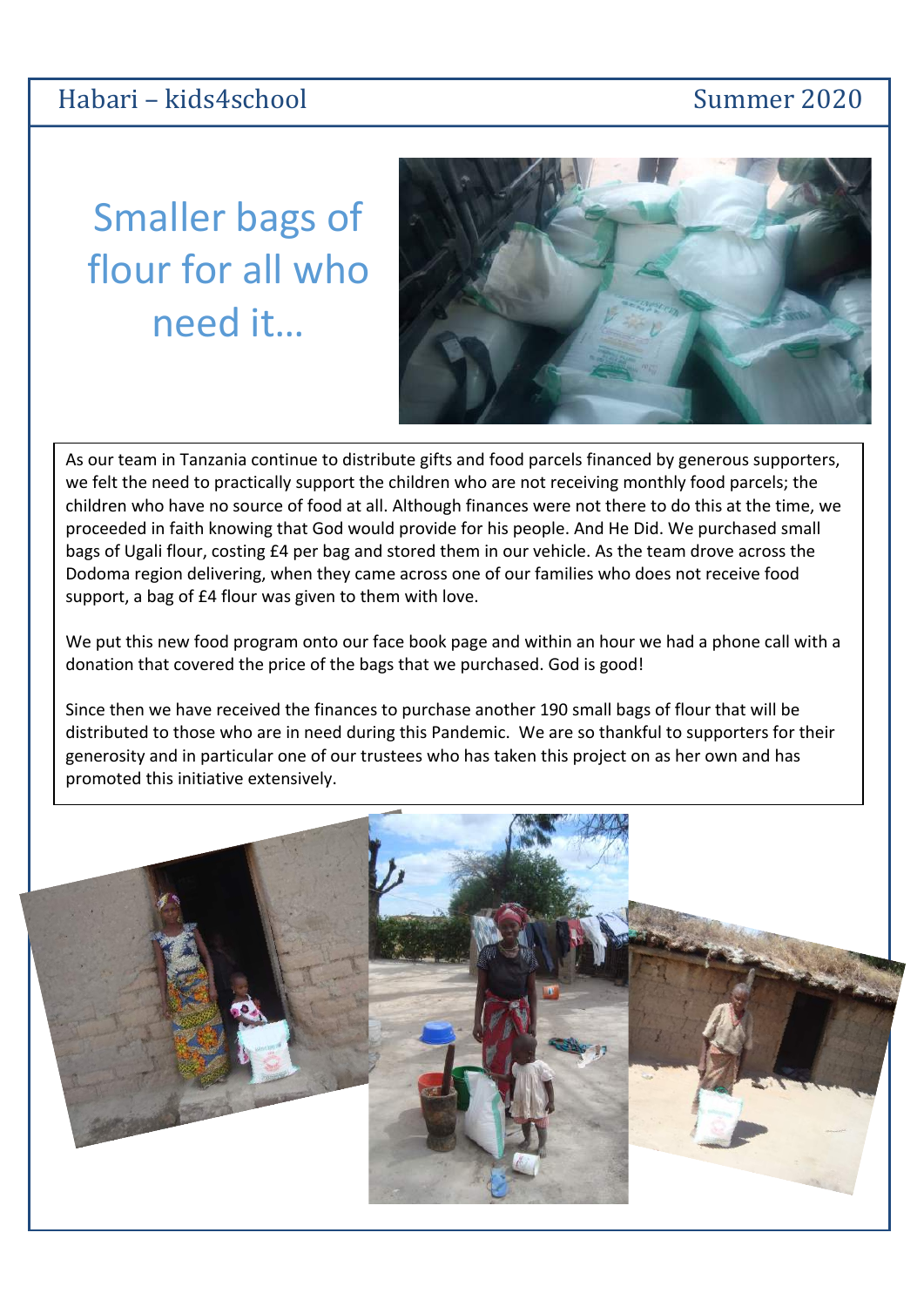# Smaller bags of flour for all who need it...

As our team in Tanzania continue to distribute gifts and food parcels financed by generous supporters, we felt the need to practically support the children who are not receiving monthly food parcels; the children who have no source of food at all. Although finances were not there to do this at the time, we proceeded in faith knowing that God would provide for his people. And He Did. We purchased small bags of Ugali flour, costing £4 per bag and stored them in our vehicle. As the team drove across the Dodoma region delivering, when they came across one of our families who does not receive food support, a bag of £4 flour was given to them with love.

We put this new food program onto our face book page and within an hour we had a phone call with a donation that covered the price of the bags that we purchased. God is good!

Since then we have received the finances to purchase another 190 small bags of flour that will be distributed to those who are in need during this Pandemic. We are so thankful to supporters for their generosity and in particular one of our trustees who has taken this project on as her own and has promoted this initiative extensively.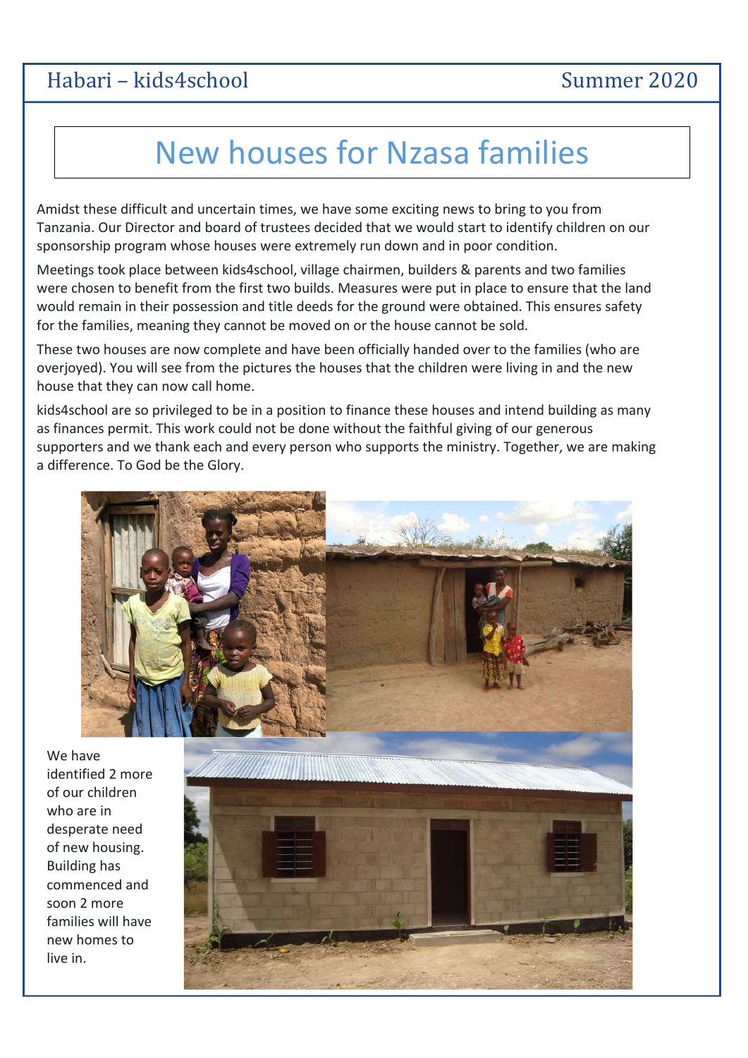# New houses for Nzasa families

Amidst these difficult and uncertain times, we have some exciting news to bring to you from Tanzania. Our Director and board of trustees decided that we would start to identify children on our sponsorship program whose houses were extremely run down and in poor condition.

Meetings took place between kids4school, village chairmen, builders & parents and two families were chosen to benefit from the first two builds. Measures were put in place to ensure that the land would remain in their possession and title deeds for the ground were obtained. This ensures safety for the families, meaning they cannot be moved on or the house cannot be sold.

These two houses are now complete and have been officially handed over to the families (who are overjoyed). You will see from the pictures the houses that the children were living in and the new house that they can now call home.

kids4school are so privileged to be in a position to finance these houses and intend building as many as finances permit. This work could not be done without the faithful giving of our generous supporters and we thank each and every person who supports the ministry. Together, we are making a difference. To God be the Glory.

We have identified 2 more of our children who are in desperate need of new housing. Building has commenced and soon 2 more families will have new homes to live in.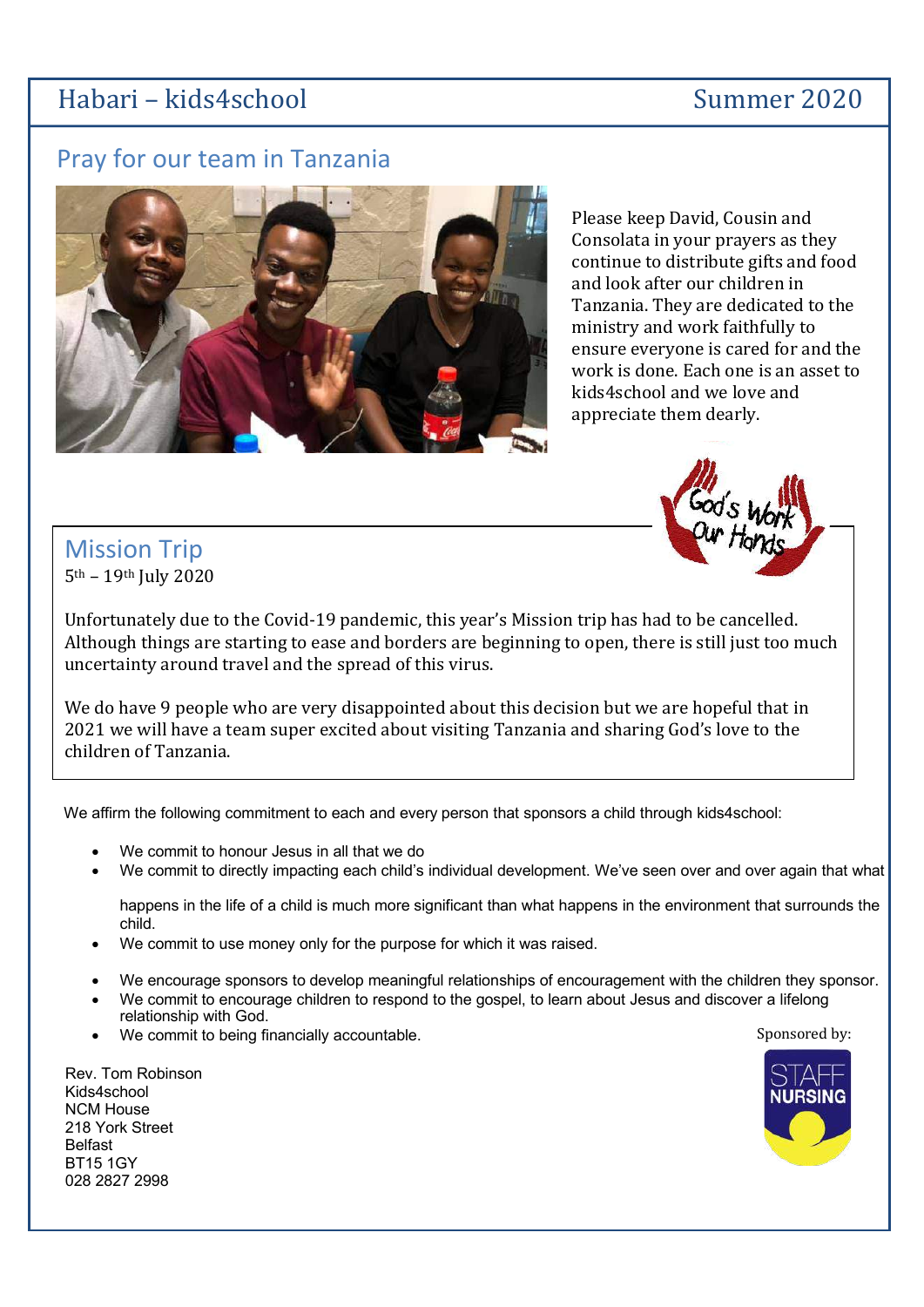# Habari – kids4school

Summer 2020

## Pray for our team in Tanzania

Please keep David, Cousin and Consolata in your prayers as they continue to distribute gifts and food and look after our children in Tanzania. They are dedicated to the ministry and work faithfully to ensure everyone is cared for and the work is done. Each one is an asset to kids4school and we love and appreciate them dearly.

## Mission Trip

5th – 19th July 2020

Unfortunately due to the Covid-19 pandemic, this year's Mission trip has had to be cancelled. Although things are starting to ease and borders are beginning to open, there is still just too much uncertainty around travel and the spread of this virus.

We do have 9 people who are very disappointed about this decision but we are hopeful that in 2021 we will have a team super excited about visiting Tanzania and sharing God's love to the children of Tanzania.

We affirm the following commitment to each and every person that sponsors a child through kids4school:

- We commit to honour Jesus in all that we do
- We commit to directly impacting each child's individual development. We've seen over and over again that what happens in the life of a child is much more significant than what happens in the environment that surrounds the child.
- We commit to use money only for the purpose for which it was raised.
- We encourage sponsors to develop meaningful relationships of encouragement with the children they sponsor.
- We commit to encourage children to respond to the gospel, to learn about Jesus and discover a lifelong relationship with God.
- We commit to being financially accountable.

Rev. Tom Robinson
Kids4school
NCM House
218 York Street
Belfast
BT15 1GY
028 2827 2998

Sponsored by: